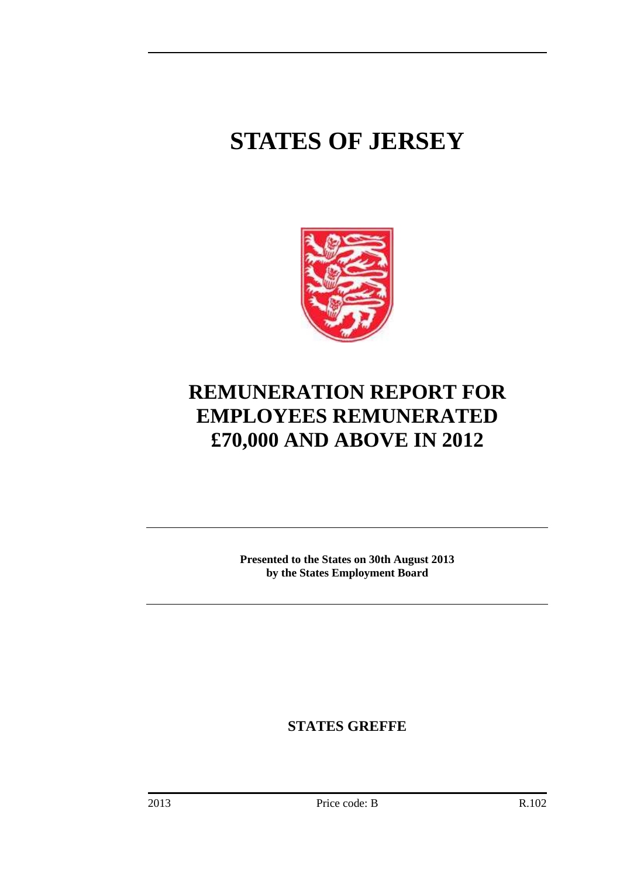# STATES OF JERSEY

# REMUNERATION REPORT FOR EMPLOYEES REMUNERATED £70,000 AND ABOVE IN 2012

**Presented to the States on 30th August 2013 by the States Employment Board**

**STATES GREFFE**

2013 Price code: B R.102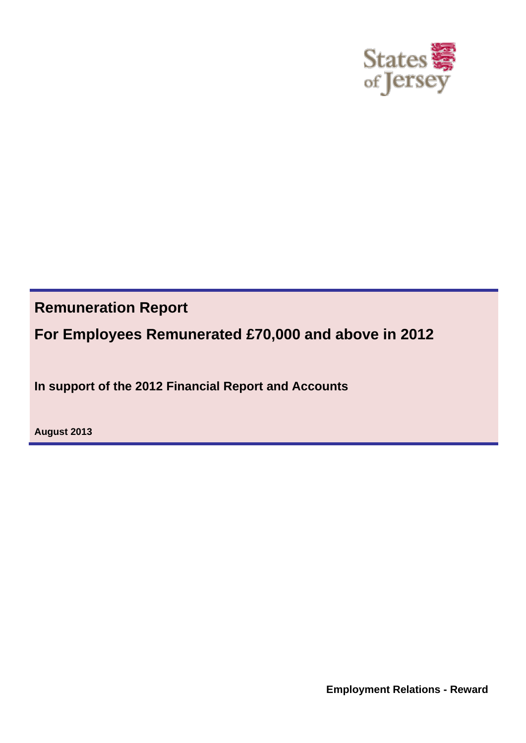States of Jersey

# Remuneration Report

## For Employees Remunerated £70,000 and above in 2012

**In support of the 2012 Financial Report and Accounts**

**August 2013**

**Employment Relations - Reward**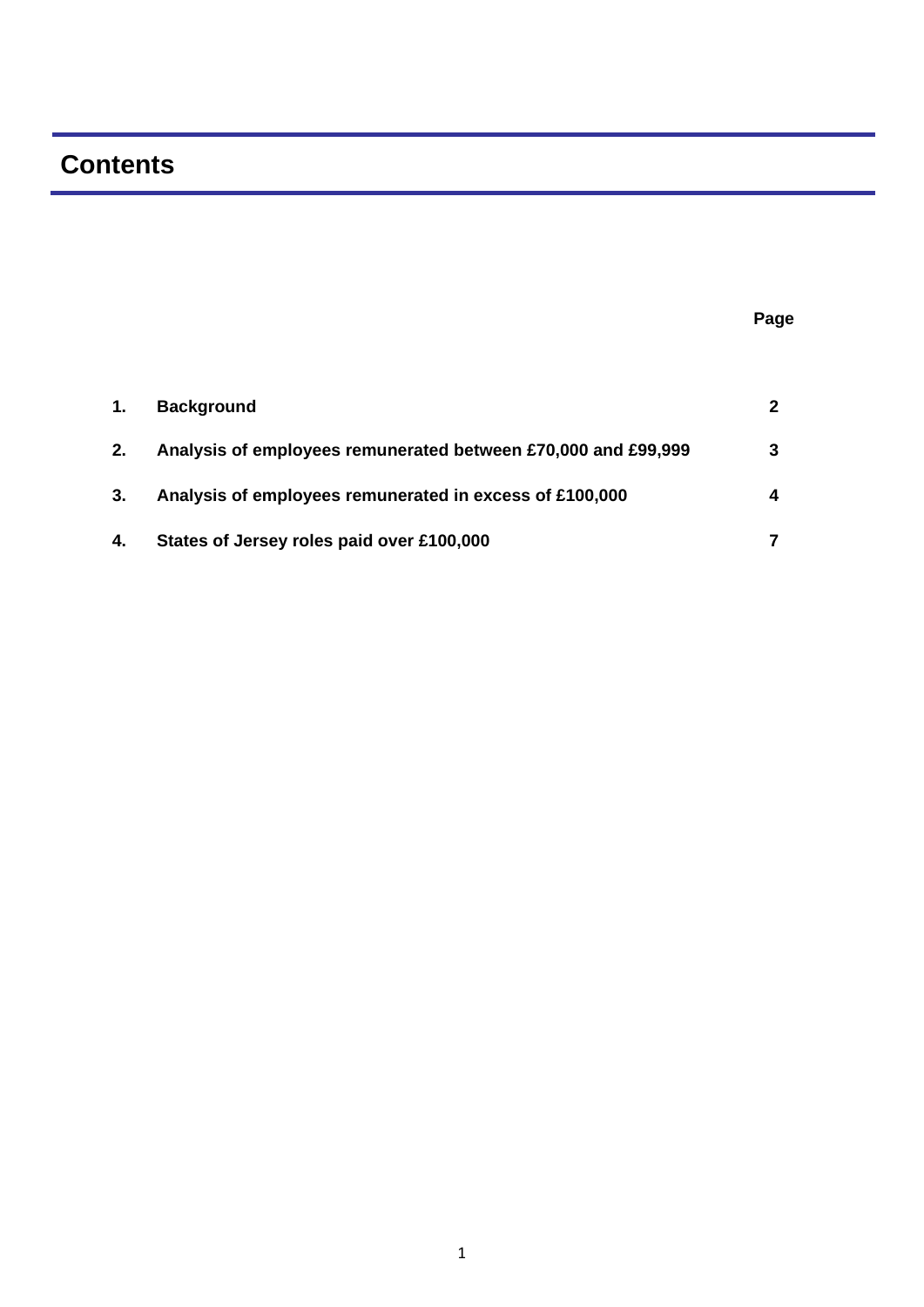# Contents

| | | Page |
|---|---|---|
| 1. | Background | 2 |
| 2. | Analysis of employees remunerated between £70,000 and £99,999 | 3 |
| 3. | Analysis of employees remunerated in excess of £100,000 | 4 |
| 4. | States of Jersey roles paid over £100,000 | 7 |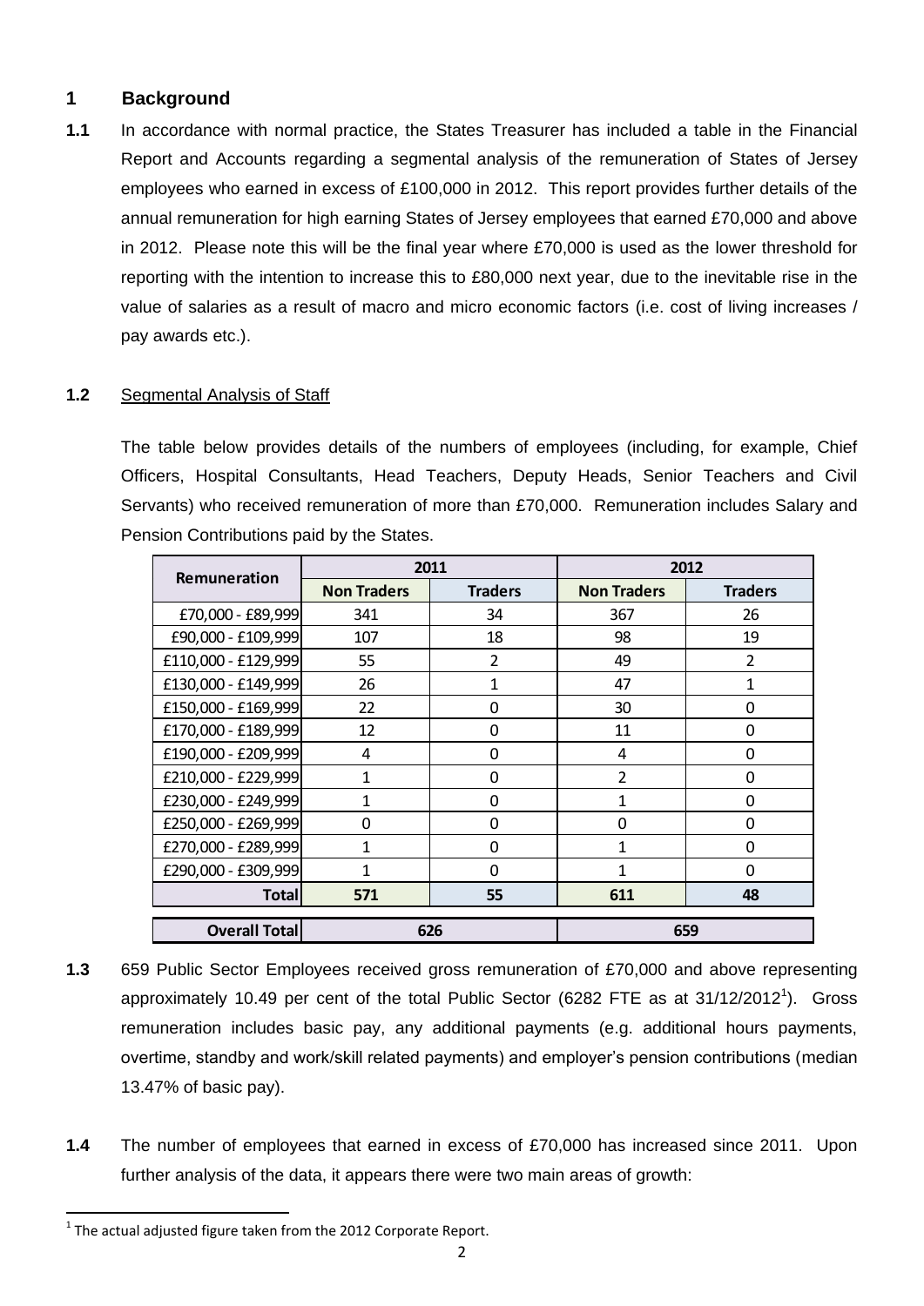## 1 Background

**1.1** In accordance with normal practice, the States Treasurer has included a table in the Financial Report and Accounts regarding a segmental analysis of the remuneration of States of Jersey employees who earned in excess of £100,000 in 2012. This report provides further details of the annual remuneration for high earning States of Jersey employees that earned £70,000 and above in 2012. Please note this will be the final year where £70,000 is used as the lower threshold for reporting with the intention to increase this to £80,000 next year, due to the inevitable rise in the value of salaries as a result of macro and micro economic factors (i.e. cost of living increases / pay awards etc.).

**1.2** Segmental Analysis of Staff

The table below provides details of the numbers of employees (including, for example, Chief Officers, Hospital Consultants, Head Teachers, Deputy Heads, Senior Teachers and Civil Servants) who received remuneration of more than £70,000. Remuneration includes Salary and Pension Contributions paid by the States.

| Remuneration | 2011 | | 2012 | |
|---|---|---|---|---|
| | Non Traders | Traders | Non Traders | Traders |
| £70,000 - £89,999 | 341 | 34 | 367 | 26 |
| £90,000 - £109,999 | 107 | 18 | 98 | 19 |
| £110,000 - £129,999 | 55 | 2 | 49 | 2 |
| £130,000 - £149,999 | 26 | 1 | 47 | 1 |
| £150,000 - £169,999 | 22 | 0 | 30 | 0 |
| £170,000 - £189,999 | 12 | 0 | 11 | 0 |
| £190,000 - £209,999 | 4 | 0 | 4 | 0 |
| £210,000 - £229,999 | 1 | 0 | 2 | 0 |
| £230,000 - £249,999 | 1 | 0 | 1 | 0 |
| £250,000 - £269,999 | 0 | 0 | 0 | 0 |
| £270,000 - £289,999 | 1 | 0 | 1 | 0 |
| £290,000 - £309,999 | 1 | 0 | 1 | 0 |
| **Total** | **571** | **55** | **611** | **48** |
| **Overall Total** | **626** | | **659** | |

**1.3** 659 Public Sector Employees received gross remuneration of £70,000 and above representing approximately 10.49 per cent of the total Public Sector (6282 FTE as at 31/12/2012[1]). Gross remuneration includes basic pay, any additional payments (e.g. additional hours payments, overtime, standby and work/skill related payments) and employer's pension contributions (median 13.47% of basic pay).

**1.4** The number of employees that earned in excess of £70,000 has increased since 2011. Upon further analysis of the data, it appears there were two main areas of growth:

[1] The actual adjusted figure taken from the 2012 Corporate Report.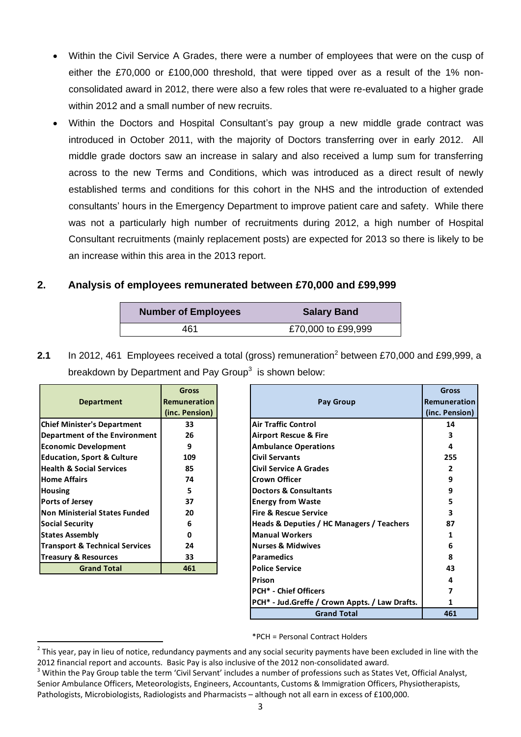- Within the Civil Service A Grades, there were a number of employees that were on the cusp of either the £70,000 or £100,000 threshold, that were tipped over as a result of the 1% non-consolidated award in 2012, there were also a few roles that were re-evaluated to a higher grade within 2012 and a small number of new recruits.
- Within the Doctors and Hospital Consultant's pay group a new middle grade contract was introduced in October 2011, with the majority of Doctors transferring over in early 2012. All middle grade doctors saw an increase in salary and also received a lump sum for transferring across to the new Terms and Conditions, which was introduced as a direct result of newly established terms and conditions for this cohort in the NHS and the introduction of extended consultants' hours in the Emergency Department to improve patient care and safety. While there was not a particularly high number of recruitments during 2012, a high number of Hospital Consultant recruitments (mainly replacement posts) are expected for 2013 so there is likely to be an increase within this area in the 2013 report.

## 2. Analysis of employees remunerated between £70,000 and £99,999

| Number of Employees | Salary Band |
|---|---|
| 461 | £70,000 to £99,999 |

**2.1** In 2012, 461 Employees received a total (gross) remuneration[2] between £70,000 and £99,999, a breakdown by Department and Pay Group[3] is shown below:

| Department | Gross Remuneration (inc. Pension) |
|---|---|
| Chief Minister's Department | 33 |
| Department of the Environment | 26 |
| Economic Development | 9 |
| Education, Sport & Culture | 109 |
| Health & Social Services | 85 |
| Home Affairs | 74 |
| Housing | 5 |
| Ports of Jersey | 37 |
| Non Ministerial States Funded | 20 |
| Social Security | 6 |
| States Assembly | 0 |
| Transport & Technical Services | 24 |
| Treasury & Resources | 33 |
| **Grand Total** | **461** |

| Pay Group | Gross Remuneration (inc. Pension) |
|---|---|
| Air Traffic Control | 14 |
| Airport Rescue & Fire | 3 |
| Ambulance Operations | 4 |
| Civil Servants | 255 |
| Civil Service A Grades | 2 |
| Crown Officer | 9 |
| Doctors & Consultants | 9 |
| Energy from Waste | 5 |
| Fire & Rescue Service | 3 |
| Heads & Deputies / HC Managers / Teachers | 87 |
| Manual Workers | 1 |
| Nurses & Midwives | 6 |
| Paramedics | 8 |
| Police Service | 43 |
| Prison | 4 |
| PCH* - Chief Officers | 7 |
| PCH* - Jud.Greffe / Crown Appts. / Law Drafts. | 1 |
| **Grand Total** | **461** |

*PCH = Personal Contract Holders

[2] This year, pay in lieu of notice, redundancy payments and any social security payments have been excluded in line with the 2012 financial report and accounts. Basic Pay is also inclusive of the 2012 non-consolidated award.

[3] Within the Pay Group table the term 'Civil Servant' includes a number of professions such as States Vet, Official Analyst, Senior Ambulance Officers, Meteorologists, Engineers, Accountants, Customs & Immigration Officers, Physiotherapists, Pathologists, Microbiologists, Radiologists and Pharmacists – although not all earn in excess of £100,000.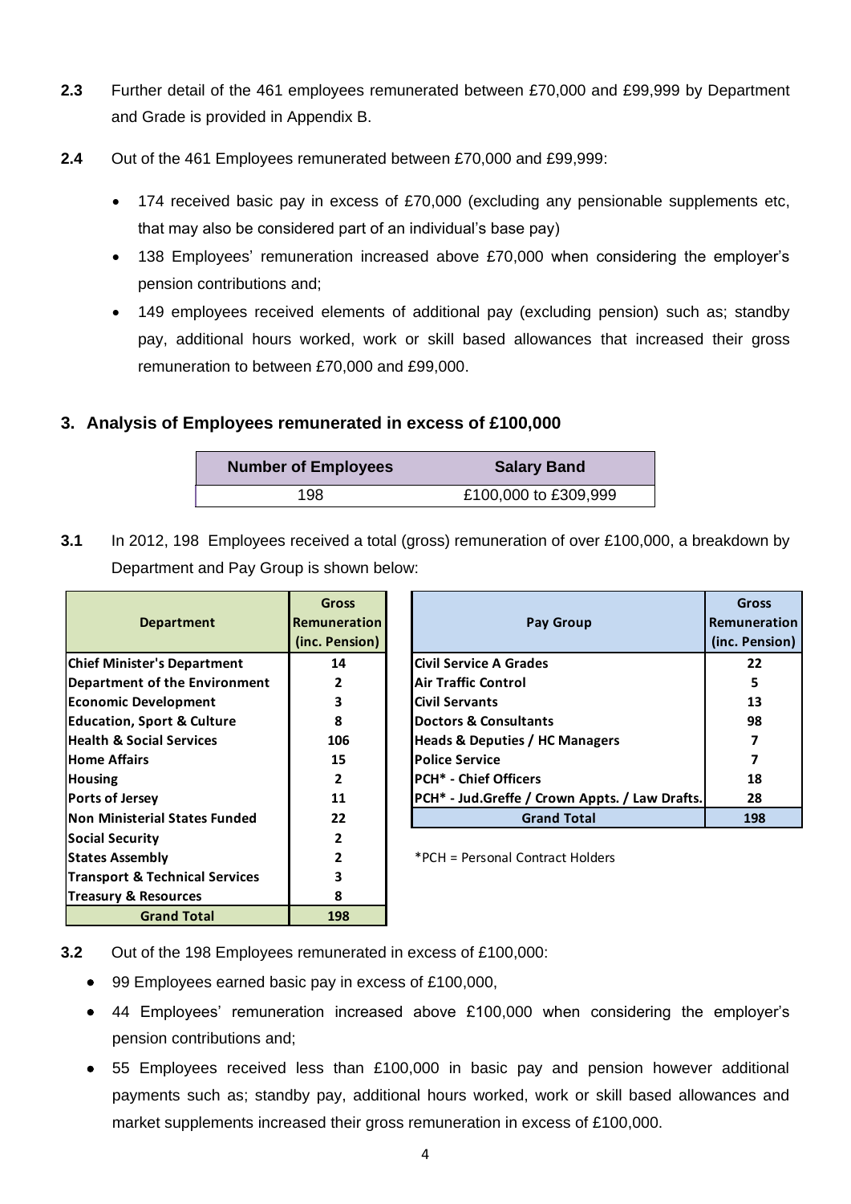**2.3** Further detail of the 461 employees remunerated between £70,000 and £99,999 by Department and Grade is provided in Appendix B.

**2.4** Out of the 461 Employees remunerated between £70,000 and £99,999:

- 174 received basic pay in excess of £70,000 (excluding any pensionable supplements etc, that may also be considered part of an individual's base pay)
- 138 Employees' remuneration increased above £70,000 when considering the employer's pension contributions and;
- 149 employees received elements of additional pay (excluding pension) such as; standby pay, additional hours worked, work or skill based allowances that increased their gross remuneration to between £70,000 and £99,000.

## 3. Analysis of Employees remunerated in excess of £100,000

| Number of Employees | Salary Band |
|---|---|
| 198 | £100,000 to £309,999 |

**3.1** In 2012, 198 Employees received a total (gross) remuneration of over £100,000, a breakdown by Department and Pay Group is shown below:

| Department | Gross Remuneration (inc. Pension) |
|---|---|
| Chief Minister's Department | 14 |
| Department of the Environment | 2 |
| Economic Development | 3 |
| Education, Sport & Culture | 8 |
| Health & Social Services | 106 |
| Home Affairs | 15 |
| Housing | 2 |
| Ports of Jersey | 11 |
| Non Ministerial States Funded | 22 |
| Social Security | 2 |
| States Assembly | 2 |
| Transport & Technical Services | 3 |
| Treasury & Resources | 8 |
| **Grand Total** | **198** |

| Pay Group | Gross Remuneration (inc. Pension) |
|---|---|
| Civil Service A Grades | 22 |
| Air Traffic Control | 5 |
| Civil Servants | 13 |
| Doctors & Consultants | 98 |
| Heads & Deputies / HC Managers | 7 |
| Police Service | 7 |
| PCH* - Chief Officers | 18 |
| PCH* - Jud.Greffe / Crown Appts. / Law Drafts. | 28 |
| **Grand Total** | **198** |

*PCH = Personal Contract Holders

**3.2** Out of the 198 Employees remunerated in excess of £100,000:

- 99 Employees earned basic pay in excess of £100,000,
- 44 Employees' remuneration increased above £100,000 when considering the employer's pension contributions and;
- 55 Employees received less than £100,000 in basic pay and pension however additional payments such as; standby pay, additional hours worked, work or skill based allowances and market supplements increased their gross remuneration in excess of £100,000.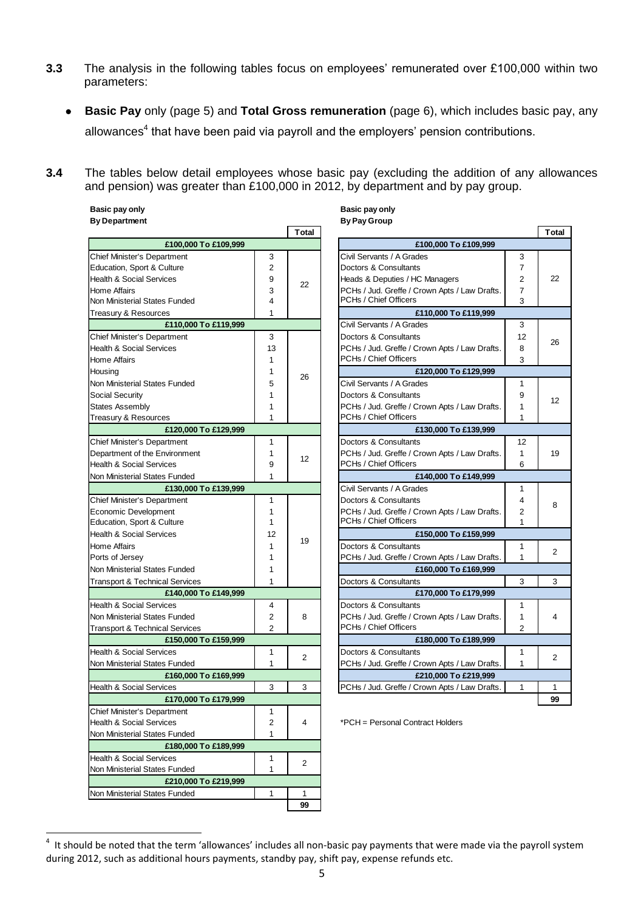**3.3** The analysis in the following tables focus on employees' remunerated over £100,000 within two parameters:

- **Basic Pay** only (page 5) and **Total Gross remuneration** (page 6), which includes basic pay, any allowances[4] that have been paid via payroll and the employers' pension contributions.

**3.4** The tables below detail employees whose basic pay (excluding the addition of any allowances and pension) was greater than £100,000 in 2012, by department and by pay group.

**Basic pay only**
**By Department**

| | | Total |
|---|---|---|
| **£100,000 To £109,999** | | |
| Chief Minister's Department | 3 | |
| Education, Sport & Culture | 2 | |
| Health & Social Services | 9 | 22 |
| Home Affairs | 3 | |
| Non Ministerial States Funded | 4 | |
| Treasury & Resources | 1 | |
| **£110,000 To £119,999** | | |
| Chief Minister's Department | 3 | |
| Health & Social Services | 13 | |
| Home Affairs | 1 | |
| Housing | 1 | 26 |
| Non Ministerial States Funded | 5 | |
| Social Security | 1 | |
| States Assembly | 1 | |
| Treasury & Resources | 1 | |
| **£120,000 To £129,999** | | |
| Chief Minister's Department | 1 | |
| Department of the Environment | 1 | 12 |
| Health & Social Services | 9 | |
| Non Ministerial States Funded | 1 | |
| **£130,000 To £139,999** | | |
| Chief Minister's Department | 1 | |
| Economic Development | 1 | |
| Education, Sport & Culture | 1 | |
| Health & Social Services | 12 | 19 |
| Home Affairs | 1 | |
| Ports of Jersey | 1 | |
| Non Ministerial States Funded | 1 | |
| Transport & Technical Services | 1 | |
| **£140,000 To £149,999** | | |
| Health & Social Services | 4 | |
| Non Ministerial States Funded | 2 | 8 |
| Transport & Technical Services | 2 | |
| **£150,000 To £159,999** | | |
| Health & Social Services | 1 | 2 |
| Non Ministerial States Funded | 1 | |
| **£160,000 To £169,999** | | |
| Health & Social Services | 3 | 3 |
| **£170,000 To £179,999** | | |
| Chief Minister's Department | 1 | |
| Health & Social Services | 2 | 4 |
| Non Ministerial States Funded | 1 | |
| **£180,000 To £189,999** | | |
| Health & Social Services | 1 | 2 |
| Non Ministerial States Funded | 1 | |
| **£210,000 To £219,999** | | |
| Non Ministerial States Funded | 1 | 1 |
| | | **99** |

**Basic pay only**
**By Pay Group**

| | | Total |
|---|---|---|
| **£100,000 To £109,999** | | |
| Civil Servants / A Grades | 3 | |
| Doctors & Consultants | 7 | |
| Heads & Deputies / HC Managers | 2 | 22 |
| PCHs / Jud. Greffe / Crown Apts / Law Drafts. | 7 | |
| PCHs / Chief Officers | 3 | |
| **£110,000 To £119,999** | | |
| Civil Servants / A Grades | 3 | |
| Doctors & Consultants | 12 | 26 |
| PCHs / Jud. Greffe / Crown Apts / Law Drafts. | 8 | |
| PCHs / Chief Officers | 3 | |
| **£120,000 To £129,999** | | |
| Civil Servants / A Grades | 1 | |
| Doctors & Consultants | 9 | 12 |
| PCHs / Jud. Greffe / Crown Apts / Law Drafts. | 1 | |
| PCHs / Chief Officers | 1 | |
| **£130,000 To £139,999** | | |
| Doctors & Consultants | 12 | |
| PCHs / Jud. Greffe / Crown Apts / Law Drafts. | 1 | 19 |
| PCHs / Chief Officers | 6 | |
| **£140,000 To £149,999** | | |
| Civil Servants / A Grades | 1 | |
| Doctors & Consultants | 4 | 8 |
| PCHs / Jud. Greffe / Crown Apts / Law Drafts. | 2 | |
| PCHs / Chief Officers | 1 | |
| **£150,000 To £159,999** | | |
| Doctors & Consultants | 1 | 2 |
| PCHs / Jud. Greffe / Crown Apts / Law Drafts. | 1 | |
| **£160,000 To £169,999** | | |
| Doctors & Consultants | 3 | 3 |
| **£170,000 To £179,999** | | |
| Doctors & Consultants | 1 | |
| PCHs / Jud. Greffe / Crown Apts / Law Drafts. | 1 | 4 |
| PCHs / Chief Officers | 2 | |
| **£180,000 To £189,999** | | |
| Doctors & Consultants | 1 | 2 |
| PCHs / Jud. Greffe / Crown Apts / Law Drafts. | 1 | |
| **£210,000 To £219,999** | | |
| PCHs / Jud. Greffe / Crown Apts / Law Drafts. | 1 | 1 |
| | | **99** |

*PCH = Personal Contract Holders

[4] It should be noted that the term 'allowances' includes all non-basic pay payments that were made via the payroll system during 2012, such as additional hours payments, standby pay, shift pay, expense refunds etc.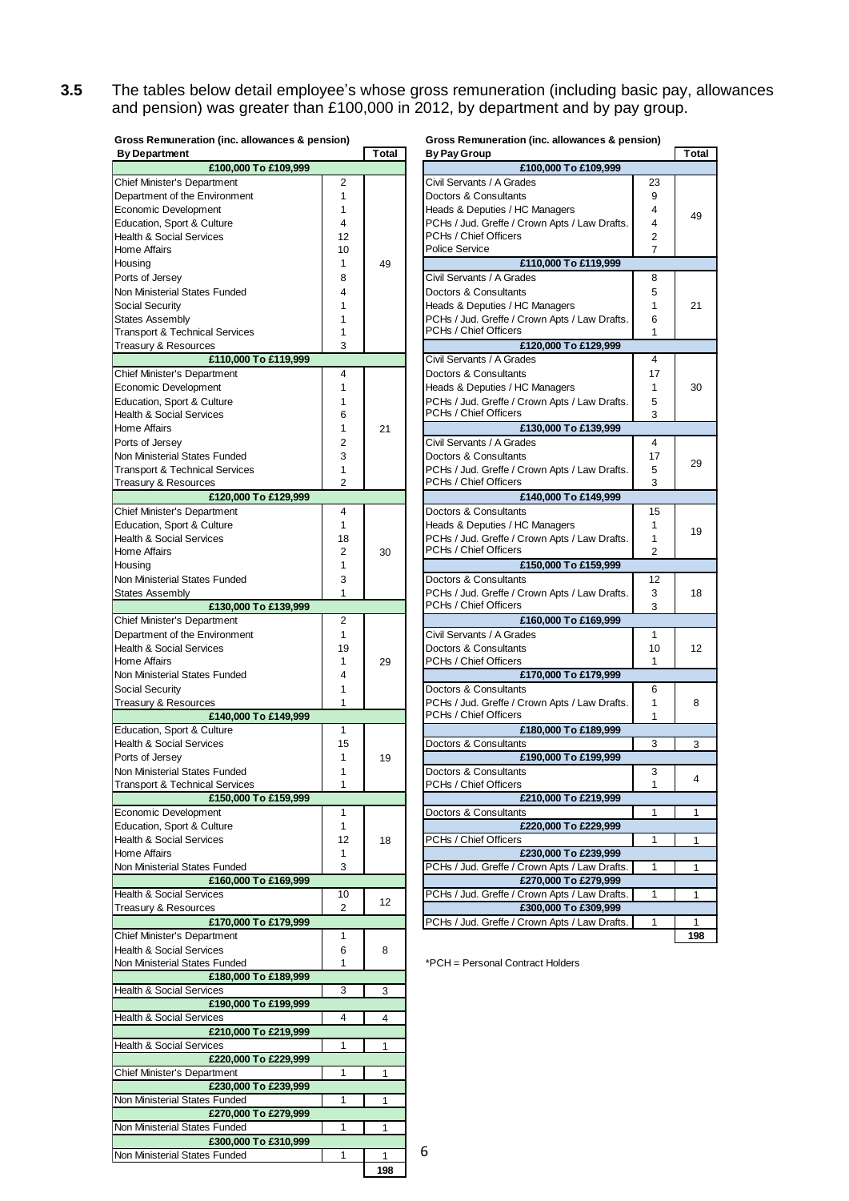**3.5** The tables below detail employee's whose gross remuneration (including basic pay, allowances and pension) was greater than £100,000 in 2012, by department and by pay group.

**Gross Remuneration (inc. allowances & pension)**

| By Department | | Total |
|---|---|---|
| **£100,000 To £109,999** | | |
| Chief Minister's Department | 2 | |
| Department of the Environment | 1 | |
| Economic Development | 1 | |
| Education, Sport & Culture | 4 | |
| Health & Social Services | 12 | |
| Home Affairs | 10 | |
| Housing | 1 | 49 |
| Ports of Jersey | 8 | |
| Non Ministerial States Funded | 4 | |
| Social Security | 1 | |
| States Assembly | 1 | |
| Transport & Technical Services | 1 | |
| Treasury & Resources | 3 | |
| **£110,000 To £119,999** | | |
| Chief Minister's Department | 4 | |
| Economic Development | 1 | |
| Education, Sport & Culture | 1 | |
| Health & Social Services | 6 | |
| Home Affairs | 1 | 21 |
| Ports of Jersey | 2 | |
| Non Ministerial States Funded | 3 | |
| Transport & Technical Services | 1 | |
| Treasury & Resources | 2 | |
| **£120,000 To £129,999** | | |
| Chief Minister's Department | 4 | |
| Education, Sport & Culture | 1 | |
| Health & Social Services | 18 | |
| Home Affairs | 2 | 30 |
| Housing | 1 | |
| Non Ministerial States Funded | 3 | |
| States Assembly | 1 | |
| **£130,000 To £139,999** | | |
| Chief Minister's Department | 2 | |
| Department of the Environment | 1 | |
| Health & Social Services | 19 | |
| Home Affairs | 1 | 29 |
| Non Ministerial States Funded | 4 | |
| Social Security | 1 | |
| Treasury & Resources | 1 | |
| **£140,000 To £149,999** | | |
| Education, Sport & Culture | 1 | |
| Health & Social Services | 15 | |
| Ports of Jersey | 1 | 19 |
| Non Ministerial States Funded | 1 | |
| Transport & Technical Services | 1 | |
| **£150,000 To £159,999** | | |
| Economic Development | 1 | |
| Education, Sport & Culture | 1 | |
| Health & Social Services | 12 | 18 |
| Home Affairs | 1 | |
| Non Ministerial States Funded | 3 | |
| **£160,000 To £169,999** | | |
| Health & Social Services | 10 | 12 |
| Treasury & Resources | 2 | |
| **£170,000 To £179,999** | | |
| Chief Minister's Department | 1 | |
| Health & Social Services | 6 | 8 |
| Non Ministerial States Funded | 1 | |
| **£180,000 To £189,999** | | |
| Health & Social Services | 3 | 3 |
| **£190,000 To £199,999** | | |
| Health & Social Services | 4 | 4 |
| **£210,000 To £219,999** | | |
| Health & Social Services | 1 | 1 |
| **£220,000 To £229,999** | | |
| Chief Minister's Department | 1 | 1 |
| **£230,000 To £239,999** | | |
| Non Ministerial States Funded | 1 | 1 |
| **£270,000 To £279,999** | | |
| Non Ministerial States Funded | 1 | 1 |
| **£300,000 To £310,999** | | |
| Non Ministerial States Funded | 1 | 1 |
| | | **198** |

**Gross Remuneration (inc. allowances & pension)**

| By Pay Group | | Total |
|---|---|---|
| **£100,000 To £109,999** | | |
| Civil Servants / A Grades | 23 | |
| Doctors & Consultants | 9 | |
| Heads & Deputies / HC Managers | 4 | 49 |
| PCHs / Jud. Greffe / Crown Apts / Law Drafts. | 4 | |
| PCHs / Chief Officers | 2 | |
| Police Service | 7 | |
| **£110,000 To £119,999** | | |
| Civil Servants / A Grades | 8 | |
| Doctors & Consultants | 5 | |
| Heads & Deputies / HC Managers | 1 | 21 |
| PCHs / Jud. Greffe / Crown Apts / Law Drafts. | 6 | |
| PCHs / Chief Officers | 1 | |
| **£120,000 To £129,999** | | |
| Civil Servants / A Grades | 4 | |
| Doctors & Consultants | 17 | |
| Heads & Deputies / HC Managers | 1 | 30 |
| PCHs / Jud. Greffe / Crown Apts / Law Drafts. | 5 | |
| PCHs / Chief Officers | 3 | |
| **£130,000 To £139,999** | | |
| Civil Servants / A Grades | 4 | |
| Doctors & Consultants | 17 | 29 |
| PCHs / Jud. Greffe / Crown Apts / Law Drafts. | 5 | |
| PCHs / Chief Officers | 3 | |
| **£140,000 To £149,999** | | |
| Doctors & Consultants | 15 | |
| Heads & Deputies / HC Managers | 1 | 19 |
| PCHs / Jud. Greffe / Crown Apts / Law Drafts. | 1 | |
| PCHs / Chief Officers | 2 | |
| **£150,000 To £159,999** | | |
| Doctors & Consultants | 12 | |
| PCHs / Jud. Greffe / Crown Apts / Law Drafts. | 3 | 18 |
| PCHs / Chief Officers | 3 | |
| **£160,000 To £169,999** | | |
| Civil Servants / A Grades | 1 | |
| Doctors & Consultants | 10 | 12 |
| PCHs / Chief Officers | 1 | |
| **£170,000 To £179,999** | | |
| Doctors & Consultants | 6 | |
| PCHs / Jud. Greffe / Crown Apts / Law Drafts. | 1 | 8 |
| PCHs / Chief Officers | 1 | |
| **£180,000 To £189,999** | | |
| Doctors & Consultants | 3 | 3 |
| **£190,000 To £199,999** | | |
| Doctors & Consultants | 3 | 4 |
| PCHs / Chief Officers | 1 | |
| **£210,000 To £219,999** | | |
| Doctors & Consultants | 1 | 1 |
| **£220,000 To £229,999** | | |
| PCHs / Chief Officers | 1 | 1 |
| **£230,000 To £239,999** | | |
| PCHs / Jud. Greffe / Crown Apts / Law Drafts. | 1 | 1 |
| **£270,000 To £279,999** | | |
| PCHs / Jud. Greffe / Crown Apts / Law Drafts. | 1 | 1 |
| **£300,000 To £309,999** | | |
| PCHs / Jud. Greffe / Crown Apts / Law Drafts. | 1 | 1 |
| | | **198** |

*PCH = Personal Contract Holders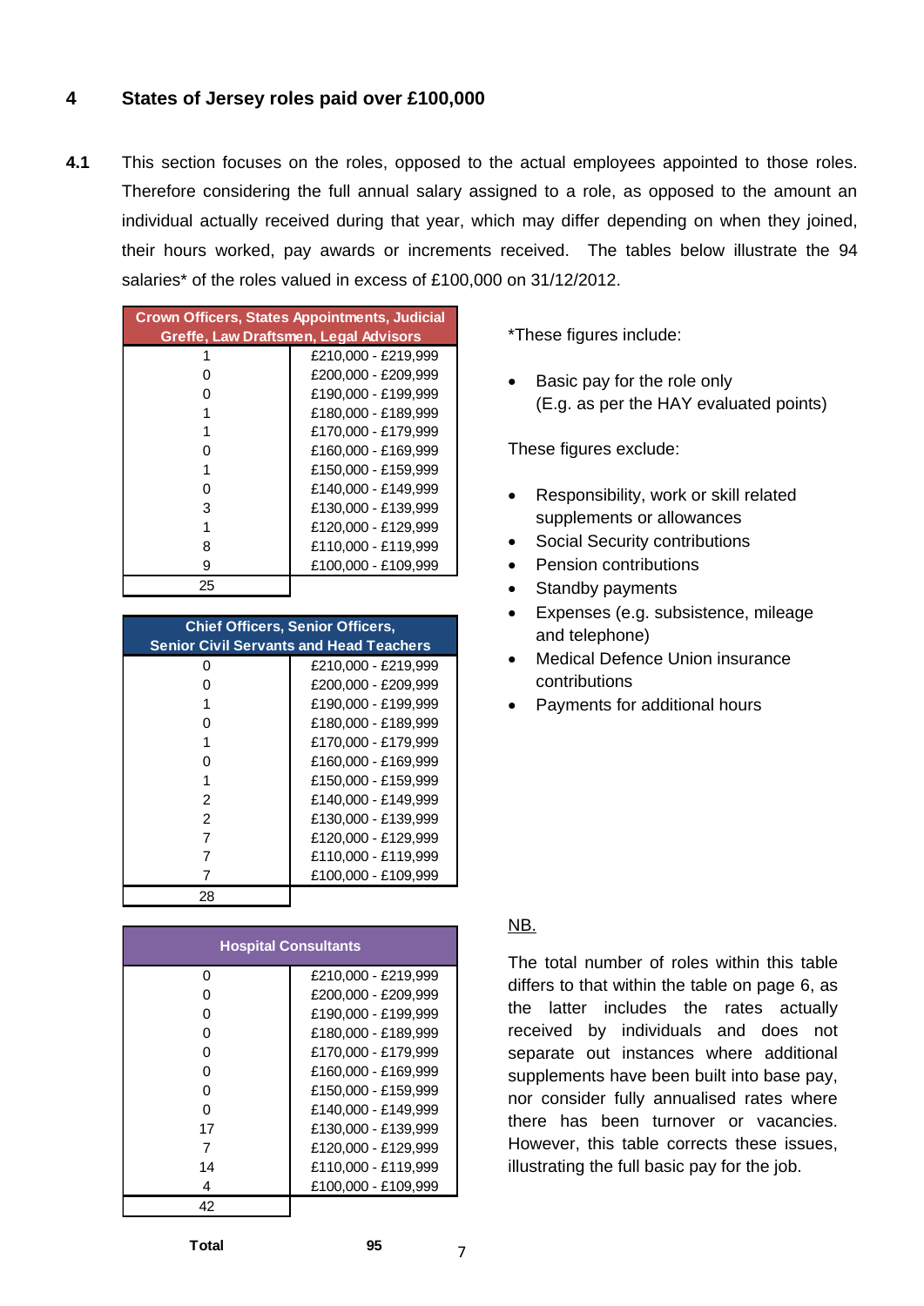## 4 States of Jersey roles paid over £100,000

**4.1** This section focuses on the roles, opposed to the actual employees appointed to those roles. Therefore considering the full annual salary assigned to a role, as opposed to the amount an individual actually received during that year, which may differ depending on when they joined, their hours worked, pay awards or increments received. The tables below illustrate the 94 salaries* of the roles valued in excess of £100,000 on 31/12/2012.

| Crown Officers, States Appointments, Judicial Greffe, Law Draftsmen, Legal Advisors | |
|---|---|
| 1 | £210,000 - £219,999 |
| 0 | £200,000 - £209,999 |
| 0 | £190,000 - £199,999 |
| 1 | £180,000 - £189,999 |
| 1 | £170,000 - £179,999 |
| 0 | £160,000 - £169,999 |
| 1 | £150,000 - £159,999 |
| 0 | £140,000 - £149,999 |
| 3 | £130,000 - £139,999 |
| 1 | £120,000 - £129,999 |
| 8 | £110,000 - £119,999 |
| 9 | £100,000 - £109,999 |
| 25 | |

| Chief Officers, Senior Officers, Senior Civil Servants and Head Teachers | |
|---|---|
| 0 | £210,000 - £219,999 |
| 0 | £200,000 - £209,999 |
| 1 | £190,000 - £199,999 |
| 0 | £180,000 - £189,999 |
| 1 | £170,000 - £179,999 |
| 0 | £160,000 - £169,999 |
| 1 | £150,000 - £159,999 |
| 2 | £140,000 - £149,999 |
| 2 | £130,000 - £139,999 |
| 7 | £120,000 - £129,999 |
| 7 | £110,000 - £119,999 |
| 7 | £100,000 - £109,999 |
| 28 | |

| Hospital Consultants | |
|---|---|
| 0 | £210,000 - £219,999 |
| 0 | £200,000 - £209,999 |
| 0 | £190,000 - £199,999 |
| 0 | £180,000 - £189,999 |
| 0 | £170,000 - £179,999 |
| 0 | £160,000 - £169,999 |
| 0 | £150,000 - £159,999 |
| 0 | £140,000 - £149,999 |
| 17 | £130,000 - £139,999 |
| 7 | £120,000 - £129,999 |
| 14 | £110,000 - £119,999 |
| 4 | £100,000 - £109,999 |
| 42 | |

**Total** **95**

*These figures include:

- Basic pay for the role only
  (E.g. as per the HAY evaluated points)

These figures exclude:

- Responsibility, work or skill related supplements or allowances
- Social Security contributions
- Pension contributions
- Standby payments
- Expenses (e.g. subsistence, mileage and telephone)
- Medical Defence Union insurance contributions
- Payments for additional hours

NB.

The total number of roles within this table differs to that within the table on page 6, as the latter includes the rates actually received by individuals and does not separate out instances where additional supplements have been built into base pay, nor consider fully annualised rates where there has been turnover or vacancies. However, this table corrects these issues, illustrating the full basic pay for the job.